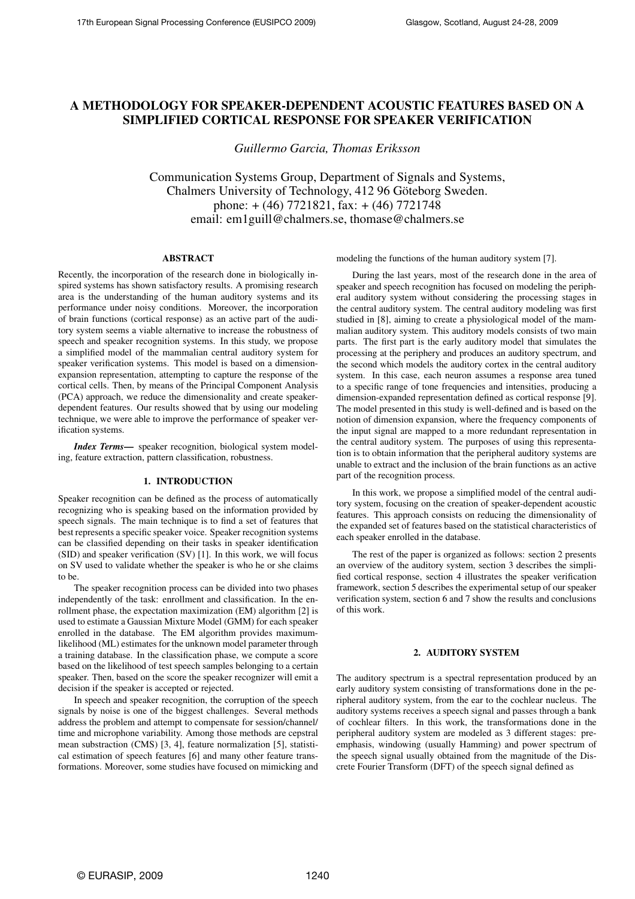# A METHODOLOGY FOR SPEAKER-DEPENDENT ACOUSTIC FEATURES BASED ON A SIMPLIFIED CORTICAL RESPONSE FOR SPEAKER VERIFICATION

*Guillermo Garcia, Thomas Eriksson*

Communication Systems Group, Department of Signals and Systems,
Chalmers University of Technology, 412 96 Göteborg Sweden.
phone: + (46) 7721821, fax: + (46) 7721748
email: em1guill@chalmers.se, thomase@chalmers.se

## ABSTRACT

Recently, the incorporation of the research done in biologically inspired systems has shown satisfactory results. A promising research area is the understanding of the human auditory systems and its performance under noisy conditions. Moreover, the incorporation of brain functions (cortical response) as an active part of the auditory system seems a viable alternative to increase the robustness of speech and speaker recognition systems. In this study, we propose a simplified model of the mammalian central auditory system for speaker verification systems. This model is based on a dimension-expansion representation, attempting to capture the response of the cortical cells. Then, by means of the Principal Component Analysis (PCA) approach, we reduce the dimensionality and create speaker-dependent features. Our results showed that by using our modeling technique, we were able to improve the performance of speaker verification systems.

***Index Terms*—** speaker recognition, biological system modeling, feature extraction, pattern classification, robustness.

## 1. INTRODUCTION

Speaker recognition can be defined as the process of automatically recognizing who is speaking based on the information provided by speech signals. The main technique is to find a set of features that best represents a specific speaker voice. Speaker recognition systems can be classified depending on their tasks in speaker identification (SID) and speaker verification (SV) [1]. In this work, we will focus on SV used to validate whether the speaker is who he or she claims to be.

The speaker recognition process can be divided into two phases independently of the task: enrollment and classification. In the enrollment phase, the expectation maximization (EM) algorithm [2] is used to estimate a Gaussian Mixture Model (GMM) for each speaker enrolled in the database. The EM algorithm provides maximum-likelihood (ML) estimates for the unknown model parameter through a training database. In the classification phase, we compute a score based on the likelihood of test speech samples belonging to a certain speaker. Then, based on the score the speaker recognizer will emit a decision if the speaker is accepted or rejected.

In speech and speaker recognition, the corruption of the speech signals by noise is one of the biggest challenges. Several methods address the problem and attempt to compensate for session/channel/time and microphone variability. Among those methods are cepstral mean substraction (CMS) [3, 4], feature normalization [5], statistical estimation of speech features [6] and many other feature transformations. Moreover, some studies have focused on mimicking and modeling the functions of the human auditory system [7].

During the last years, most of the research done in the area of speaker and speech recognition has focused on modeling the peripheral auditory system without considering the processing stages in the central auditory system. The central auditory modeling was first studied in [8], aiming to create a physiological model of the mammalian auditory system. This auditory models consists of two main parts. The first part is the early auditory model that simulates the processing at the periphery and produces an auditory spectrum, and the second which models the auditory cortex in the central auditory system. In this case, each neuron assumes a response area tuned to a specific range of tone frequencies and intensities, producing a dimension-expanded representation defined as cortical response [9]. The model presented in this study is well-defined and is based on the notion of dimension expansion, where the frequency components of the input signal are mapped to a more redundant representation in the central auditory system. The purposes of using this representation is to obtain information that the peripheral auditory systems are unable to extract and the inclusion of the brain functions as an active part of the recognition process.

In this work, we propose a simplified model of the central auditory system, focusing on the creation of speaker-dependent acoustic features. This approach consists on reducing the dimensionality of the expanded set of features based on the statistical characteristics of each speaker enrolled in the database.

The rest of the paper is organized as follows: section 2 presents an overview of the auditory system, section 3 describes the simplified cortical response, section 4 illustrates the speaker verification framework, section 5 describes the experimental setup of our speaker verification system, section 6 and 7 show the results and conclusions of this work.

## 2. AUDITORY SYSTEM

The auditory spectrum is a spectral representation produced by an early auditory system consisting of transformations done in the peripheral auditory system, from the ear to the cochlear nucleus. The auditory systems receives a speech signal and passes through a bank of cochlear filters. In this work, the transformations done in the peripheral auditory system are modeled as 3 different stages: pre-emphasis, windowing (usually Hamming) and power spectrum of the speech signal usually obtained from the magnitude of the Discrete Fourier Transform (DFT) of the speech signal defined as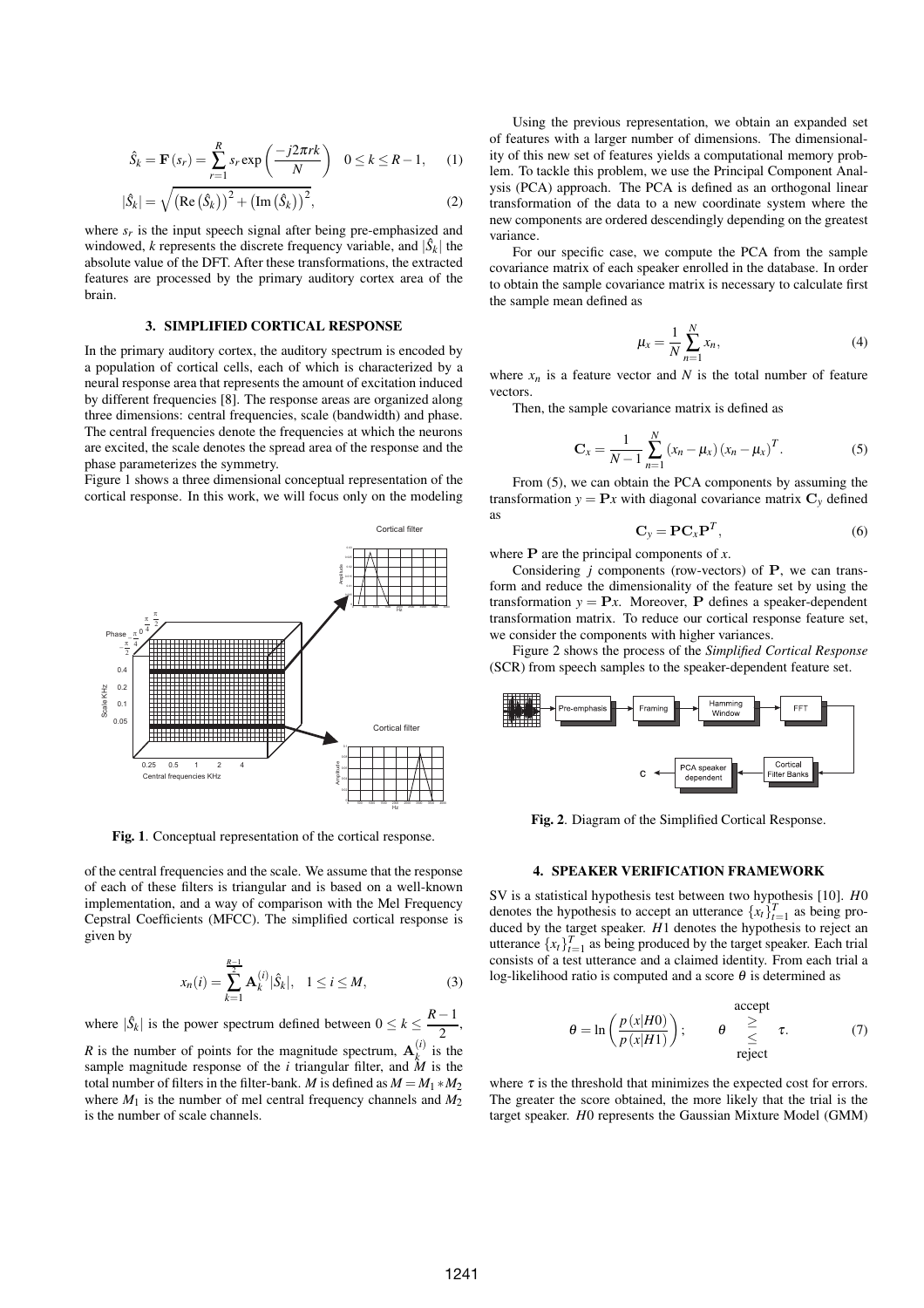$$\hat{S}_k = \mathbf{F}(s_r) = \sum_{r=1}^{R} s_r \exp\left(\frac{-j2\pi rk}{N}\right) \quad 0 \leq k \leq R-1, \quad (1)$$

$$|\hat{S}_k| = \sqrt{\left(\mathrm{Re}\left(\hat{S}_k\right)\right)^2 + \left(\mathrm{Im}\left(\hat{S}_k\right)\right)^2}, \quad (2)$$

where $s_r$ is the input speech signal after being pre-emphasized and windowed, $k$ represents the discrete frequency variable, and $|\hat{S}_k|$ the absolute value of the DFT. After these transformations, the extracted features are processed by the primary auditory cortex area of the brain.

## 3. SIMPLIFIED CORTICAL RESPONSE

In the primary auditory cortex, the auditory spectrum is encoded by a population of cortical cells, each of which is characterized by a neural response area that represents the amount of excitation induced by different frequencies [8]. The response areas are organized along three dimensions: central frequencies, scale (bandwidth) and phase. The central frequencies denote the frequencies at which the neurons are excited, the scale denotes the spread area of the response and the phase parameterizes the symmetry.

Figure 1 shows a three dimensional conceptual representation of the cortical response. In this work, we will focus only on the modeling of the central frequencies and the scale. We assume that the response of each of these filters is triangular and is based on a well-known implementation, and a way of comparison with the Mel Frequency Cepstral Coefficients (MFCC). The simplified cortical response is given by

**Fig. 1**. Conceptual representation of the cortical response.

$$x_n(i) = \sum_{k=0}^{\frac{R-1}{2}} \mathbf{A}_k^{(i)} |\hat{S}_k|, \quad 1 \leq i \leq M, \quad (3)$$

where $|\hat{S}_k|$ is the power spectrum defined between $0 \leq k \leq \frac{R-1}{2}$, $R$ is the number of points for the magnitude spectrum, $\mathbf{A}_k^{(i)}$ is the sample magnitude response of the $i$ triangular filter, and $M$ is the total number of filters in the filter-bank. $M$ is defined as $M = M_1 * M_2$ where $M_1$ is the number of mel central frequency channels and $M_2$ is the number of scale channels.

Using the previous representation, we obtain an expanded set of features with a larger number of dimensions. The dimensionality of this new set of features yields a computational memory problem. To tackle this problem, we use the Principal Component Analysis (PCA) approach. The PCA is defined as an orthogonal linear transformation of the data to a new coordinate system where the new components are ordered descendingly depending on the greatest variance.

For our specific case, we compute the PCA from the sample covariance matrix of each speaker enrolled in the database. In order to obtain the sample covariance matrix is necessary to calculate first the sample mean defined as

$$\mu_x = \frac{1}{N} \sum_{n=1}^{N} x_n, \quad (4)$$

where $x_n$ is a feature vector and $N$ is the total number of feature vectors.

Then, the sample covariance matrix is defined as

$$\mathbf{C}_x = \frac{1}{N-1} \sum_{n=1}^{N} (x_n - \mu_x)(x_n - \mu_x)^T. \quad (5)$$

From (5), we can obtain the PCA components by assuming the transformation $y = \mathbf{P}x$ with diagonal covariance matrix $\mathbf{C}_y$ defined as

$$\mathbf{C}_y = \mathbf{P}\mathbf{C}_x\mathbf{P}^T, \quad (6)$$

where $\mathbf{P}$ are the principal components of $x$.

Considering $j$ components (row-vectors) of $\mathbf{P}$, we can transform and reduce the dimensionality of the feature set by using the transformation $y = \mathbf{P}x$. Moreover, $\mathbf{P}$ defines a speaker-dependent transformation matrix. To reduce our cortical response feature set, we consider the components with higher variances.

Figure 2 shows the process of the *Simplified Cortical Response* (SCR) from speech samples to the speaker-dependent feature set.

**Fig. 2**. Diagram of the Simplified Cortical Response.

## 4. SPEAKER VERIFICATION FRAMEWORK

SV is a statistical hypothesis test between two hypothesis [10]. $H0$ denotes the hypothesis to accept an utterance $\{x_t\}_{t=1}^{T}$ as being produced by the target speaker. $H1$ denotes the hypothesis to reject an utterance $\{x_t\}_{t=1}^{T}$ as being produced by the target speaker. Each trial consists of a test utterance and a claimed identity. From each trial a log-likelihood ratio is computed and a score $\theta$ is determined as

$$\theta = \ln\left(\frac{p(x|H0)}{p(x|H1)}\right); \qquad \theta \underset{\text{reject}}{\overset{\text{accept}}{\gtrless}} \tau. \quad (7)$$

where $\tau$ is the threshold that minimizes the expected cost for errors. The greater the score obtained, the more likely that the trial is the target speaker. $H0$ represents the Gaussian Mixture Model (GMM)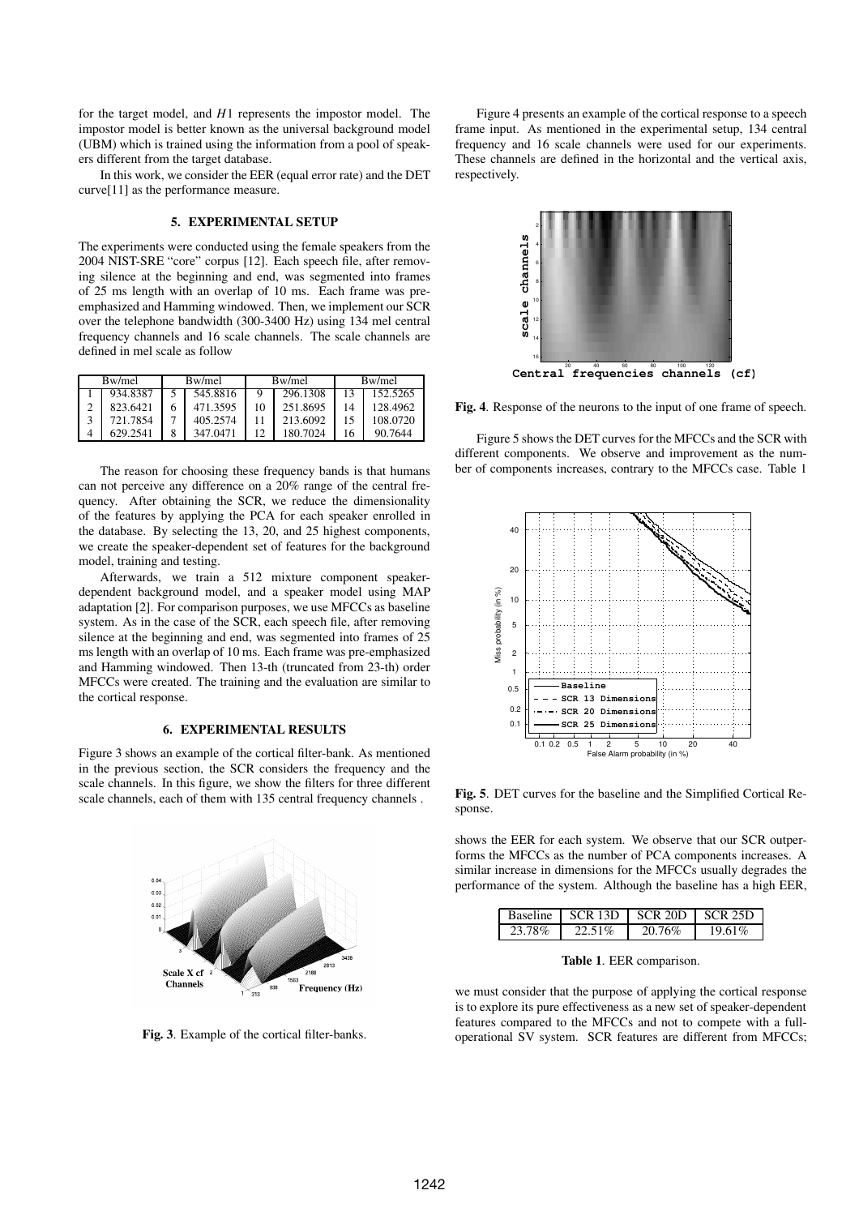for the target model, and $H1$ represents the impostor model. The impostor model is better known as the universal background model (UBM) which is trained using the information from a pool of speakers different from the target database.

In this work, we consider the EER (equal error rate) and the DET curve[11] as the performance measure.

## 5. EXPERIMENTAL SETUP

The experiments were conducted using the female speakers from the 2004 NIST-SRE "core" corpus [12]. Each speech file, after removing silence at the beginning and end, was segmented into frames of 25 ms length with an overlap of 10 ms. Each frame was pre-emphasized and Hamming windowed. Then, we implement our SCR over the telephone bandwidth (300-3400 Hz) using 134 mel central frequency channels and 16 scale channels. The scale channels are defined in mel scale as follow

| | Bw/mel | | Bw/mel | | Bw/mel | | Bw/mel |
|---|---|---|---|---|---|---|---|
| 1 | 934.8387 | 5 | 545.8816 | 9 | 296.1308 | 13 | 152.5265 |
| 2 | 823.6421 | 6 | 471.3595 | 10 | 251.8695 | 14 | 128.4962 |
| 3 | 721.7854 | 7 | 405.2574 | 11 | 213.6092 | 15 | 108.0720 |
| 4 | 629.2541 | 8 | 347.0471 | 12 | 180.7024 | 16 | 90.7644 |

The reason for choosing these frequency bands is that humans can not perceive any difference on a 20% range of the central frequency. After obtaining the SCR, we reduce the dimensionality of the features by applying the PCA for each speaker enrolled in the database. By selecting the 13, 20, and 25 highest components, we create the speaker-dependent set of features for the background model, training and testing.

Afterwards, we train a 512 mixture component speaker-dependent background model, and a speaker model using MAP adaptation [2]. For comparison purposes, we use MFCCs as baseline system. As in the case of the SCR, each speech file, after removing silence at the beginning and end, was segmented into frames of 25 ms length with an overlap of 10 ms. Each frame was pre-emphasized and Hamming windowed. Then 13-th (truncated from 23-th) order MFCCs were created. The training and the evaluation are similar to the cortical response.

## 6. EXPERIMENTAL RESULTS

Figure 3 shows an example of the cortical filter-bank. As mentioned in the previous section, the SCR considers the frequency and the scale channels. In this figure, we show the filters for three different scale channels, each of them with 135 central frequency channels .

**Fig. 3**. Example of the cortical filter-banks.

Figure 4 presents an example of the cortical response to a speech frame input. As mentioned in the experimental setup, 134 central frequency and 16 scale channels were used for our experiments. These channels are defined in the horizontal and the vertical axis, respectively.

**Fig. 4**. Response of the neurons to the input of one frame of speech.

Figure 5 shows the DET curves for the MFCCs and the SCR with different components. We observe and improvement as the number of components increases, contrary to the MFCCs case. Table 1 shows the EER for each system. We observe that our SCR outperforms the MFCCs as the number of PCA components increases. A similar increase in dimensions for the MFCCs usually degrades the performance of the system. Although the baseline has a high EER, we must consider that the purpose of applying the cortical response is to explore its pure effectiveness as a new set of speaker-dependent features compared to the MFCCs and not to compete with a full-operational SV system. SCR features are different from MFCCs;

**Fig. 5**. DET curves for the baseline and the Simplified Cortical Response.

| Baseline | SCR 13D | SCR 20D | SCR 25D |
|---|---|---|---|
| 23.78% | 22.51% | 20.76% | 19.61% |

**Table 1**. EER comparison.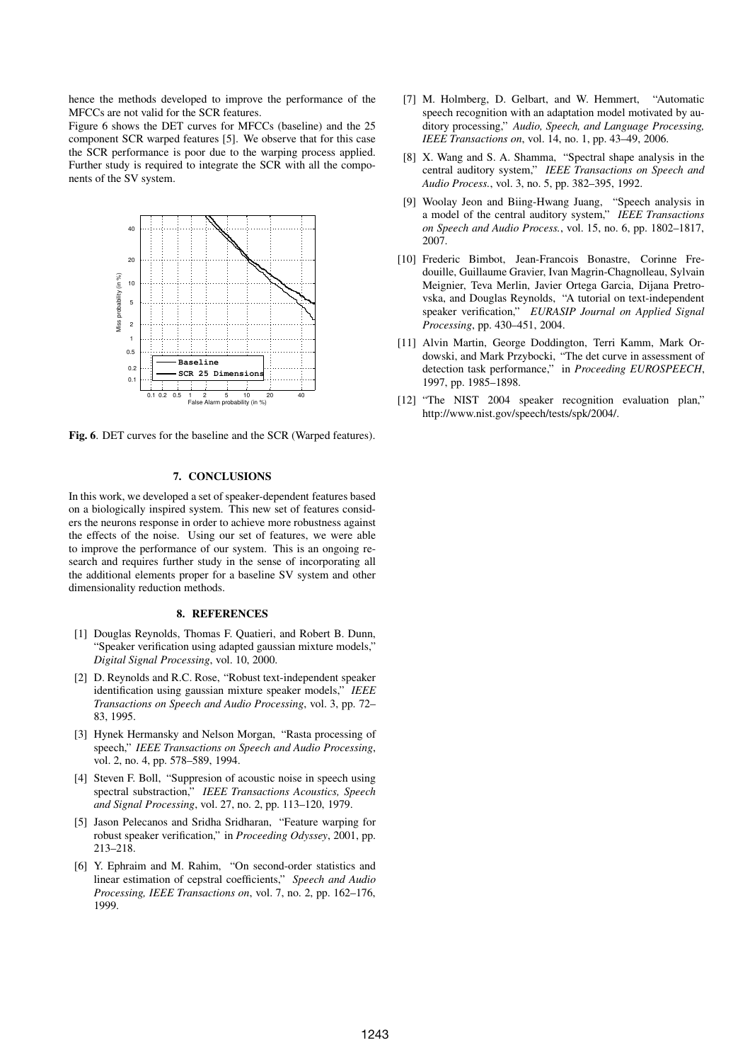hence the methods developed to improve the performance of the MFCCs are not valid for the SCR features.

Figure 6 shows the DET curves for MFCCs (baseline) and the 25 component SCR warped features [5]. We observe that for this case the SCR performance is poor due to the warping process applied. Further study is required to integrate the SCR with all the components of the SV system.

Miss probability (in %)

40
20
10
5
2
1
0.5
0.2
0.1

0.1 0.2 0.5 1 2 5 10 20 40

False Alarm probability (in %)

Baseline
SCR 25 Dimensions

**Fig. 6**. DET curves for the baseline and the SCR (Warped features).

## 7. CONCLUSIONS

In this work, we developed a set of speaker-dependent features based on a biologically inspired system. This new set of features considers the neurons response in order to achieve more robustness against the effects of the noise. Using our set of features, we were able to improve the performance of our system. This is an ongoing research and requires further study in the sense of incorporating all the additional elements proper for a baseline SV system and other dimensionality reduction methods.

## 8. REFERENCES

[1] Douglas Reynolds, Thomas F. Quatieri, and Robert B. Dunn, "Speaker verification using adapted gaussian mixture models," *Digital Signal Processing*, vol. 10, 2000.

[2] D. Reynolds and R.C. Rose, "Robust text-independent speaker identification using gaussian mixture speaker models," *IEEE Transactions on Speech and Audio Processing*, vol. 3, pp. 72–83, 1995.

[3] Hynek Hermansky and Nelson Morgan, "Rasta processing of speech," *IEEE Transactions on Speech and Audio Processing*, vol. 2, no. 4, pp. 578–589, 1994.

[4] Steven F. Boll, "Suppresion of acoustic noise in speech using spectral substraction," *IEEE Transactions Acoustics, Speech and Signal Processing*, vol. 27, no. 2, pp. 113–120, 1979.

[5] Jason Pelecanos and Sridha Sridharan, "Feature warping for robust speaker verification," in *Proceeding Odyssey*, 2001, pp. 213–218.

[6] Y. Ephraim and M. Rahim, "On second-order statistics and linear estimation of cepstral coefficients," *Speech and Audio Processing, IEEE Transactions on*, vol. 7, no. 2, pp. 162–176, 1999.

[7] M. Holmberg, D. Gelbart, and W. Hemmert, "Automatic speech recognition with an adaptation model motivated by auditory processing," *Audio, Speech, and Language Processing, IEEE Transactions on*, vol. 14, no. 1, pp. 43–49, 2006.

[8] X. Wang and S. A. Shamma, "Spectral shape analysis in the central auditory system," *IEEE Transactions on Speech and Audio Process.*, vol. 3, no. 5, pp. 382–395, 1992.

[9] Woolay Jeon and Biing-Hwang Juang, "Speech analysis in a model of the central auditory system," *IEEE Transactions on Speech and Audio Process.*, vol. 15, no. 6, pp. 1802–1817, 2007.

[10] Frederic Bimbot, Jean-Francois Bonastre, Corinne Fredouille, Guillaume Gravier, Ivan Magrin-Chagnolleau, Sylvain Meignier, Teva Merlin, Javier Ortega Garcia, Dijana Petrovska, and Douglas Reynolds, "A tutorial on text-independent speaker verification," *EURASIP Journal on Applied Signal Processing*, pp. 430–451, 2004.

[11] Alvin Martin, George Doddington, Terri Kamm, Mark Ordowski, and Mark Przybocki, "The det curve in assessment of detection task performance," in *Proceeding EUROSPEECH*, 1997, pp. 1985–1898.

[12] "The NIST 2004 speaker recognition evaluation plan," http://www.nist.gov/speech/tests/spk/2004/.